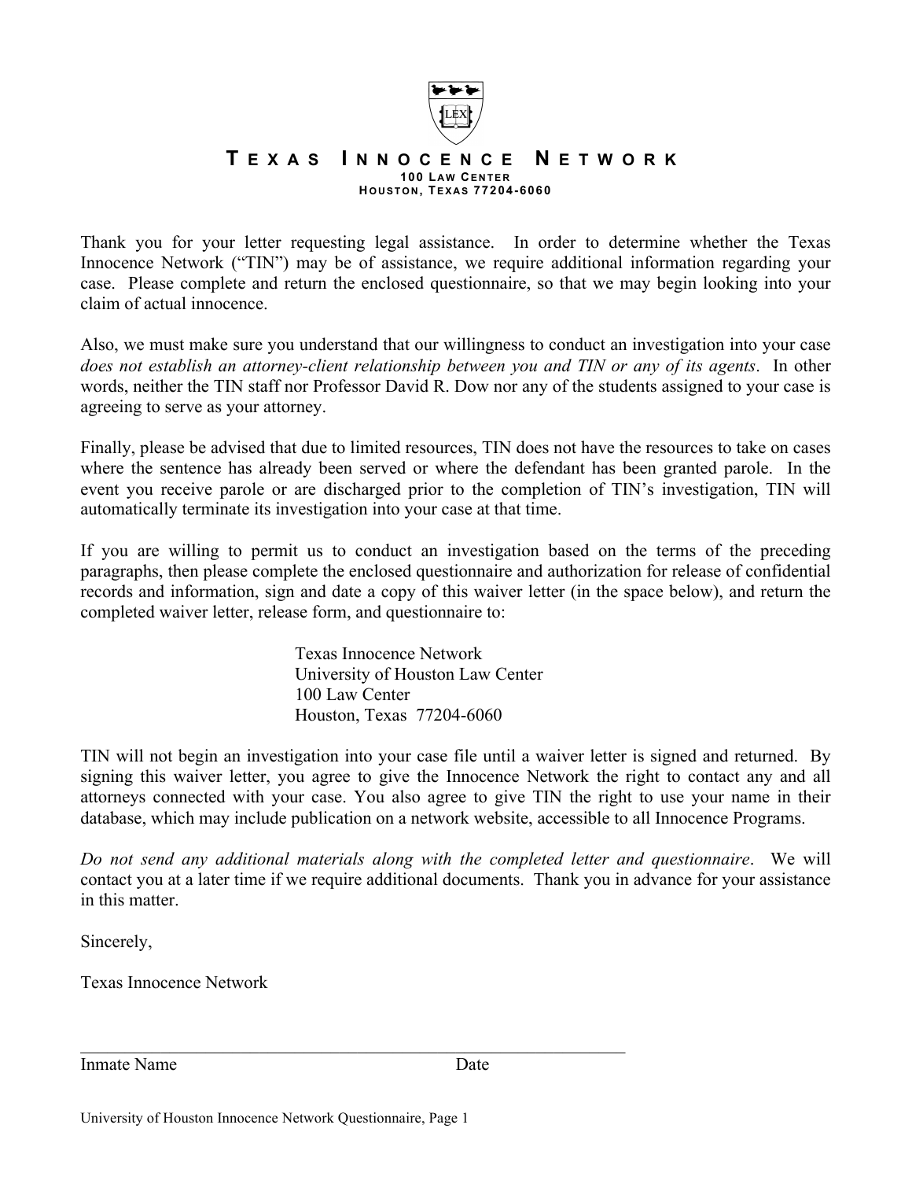# TEXAS INNOCENCE NETWORK

**100 LAW CENTER**
**HOUSTON, TEXAS 77204-6060**

Thank you for your letter requesting legal assistance. In order to determine whether the Texas Innocence Network ("TIN") may be of assistance, we require additional information regarding your case. Please complete and return the enclosed questionnaire, so that we may begin looking into your claim of actual innocence.

Also, we must make sure you understand that our willingness to conduct an investigation into your case *does not establish an attorney-client relationship between you and TIN or any of its agents*. In other words, neither the TIN staff nor Professor David R. Dow nor any of the students assigned to your case is agreeing to serve as your attorney.

Finally, please be advised that due to limited resources, TIN does not have the resources to take on cases where the sentence has already been served or where the defendant has been granted parole. In the event you receive parole or are discharged prior to the completion of TIN's investigation, TIN will automatically terminate its investigation into your case at that time.

If you are willing to permit us to conduct an investigation based on the terms of the preceding paragraphs, then please complete the enclosed questionnaire and authorization for release of confidential records and information, sign and date a copy of this waiver letter (in the space below), and return the completed waiver letter, release form, and questionnaire to:

Texas Innocence Network
University of Houston Law Center
100 Law Center
Houston, Texas 77204-6060

TIN will not begin an investigation into your case file until a waiver letter is signed and returned. By signing this waiver letter, you agree to give the Innocence Network the right to contact any and all attorneys connected with your case. You also agree to give TIN the right to use your name in their database, which may include publication on a network website, accessible to all Innocence Programs.

*Do not send any additional materials along with the completed letter and questionnaire*. We will contact you at a later time if we require additional documents. Thank you in advance for your assistance in this matter.

Sincerely,

Texas Innocence Network

_______________________________________________

Inmate Name Date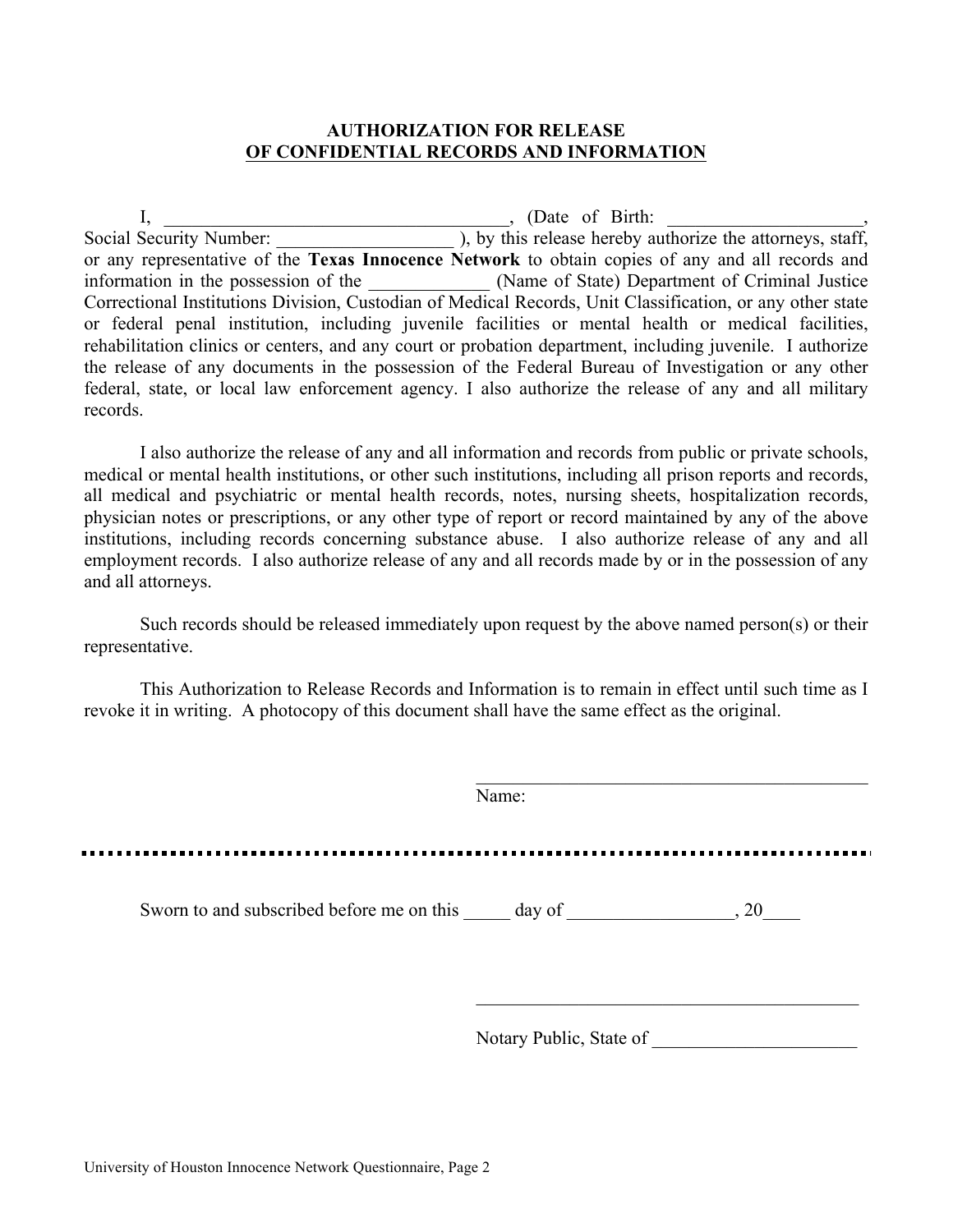## AUTHORIZATION FOR RELEASE OF CONFIDENTIAL RECORDS AND INFORMATION

I, _____________________________________, (Date of Birth: ____________________, Social Security Number: ___________________ ), by this release hereby authorize the attorneys, staff, or any representative of the **Texas Innocence Network** to obtain copies of any and all records and information in the possession of the _____________ (Name of State) Department of Criminal Justice Correctional Institutions Division, Custodian of Medical Records, Unit Classification, or any other state or federal penal institution, including juvenile facilities or mental health or medical facilities, rehabilitation clinics or centers, and any court or probation department, including juvenile. I authorize the release of any documents in the possession of the Federal Bureau of Investigation or any other federal, state, or local law enforcement agency. I also authorize the release of any and all military records.

I also authorize the release of any and all information and records from public or private schools, medical or mental health institutions, or other such institutions, including all prison reports and records, all medical and psychiatric or mental health records, notes, nursing sheets, hospitalization records, physician notes or prescriptions, or any other type of report or record maintained by any of the above institutions, including records concerning substance abuse. I also authorize release of any and all employment records. I also authorize release of any and all records made by or in the possession of any and all attorneys.

Such records should be released immediately upon request by the above named person(s) or their representative.

This Authorization to Release Records and Information is to remain in effect until such time as I revoke it in writing. A photocopy of this document shall have the same effect as the original.

___________________________________________
Name:

---

Sworn to and subscribed before me on this _____ day of _________________, 20____

___________________________________________

Notary Public, State of ______________________

University of Houston Innocence Network Questionnaire, Page 2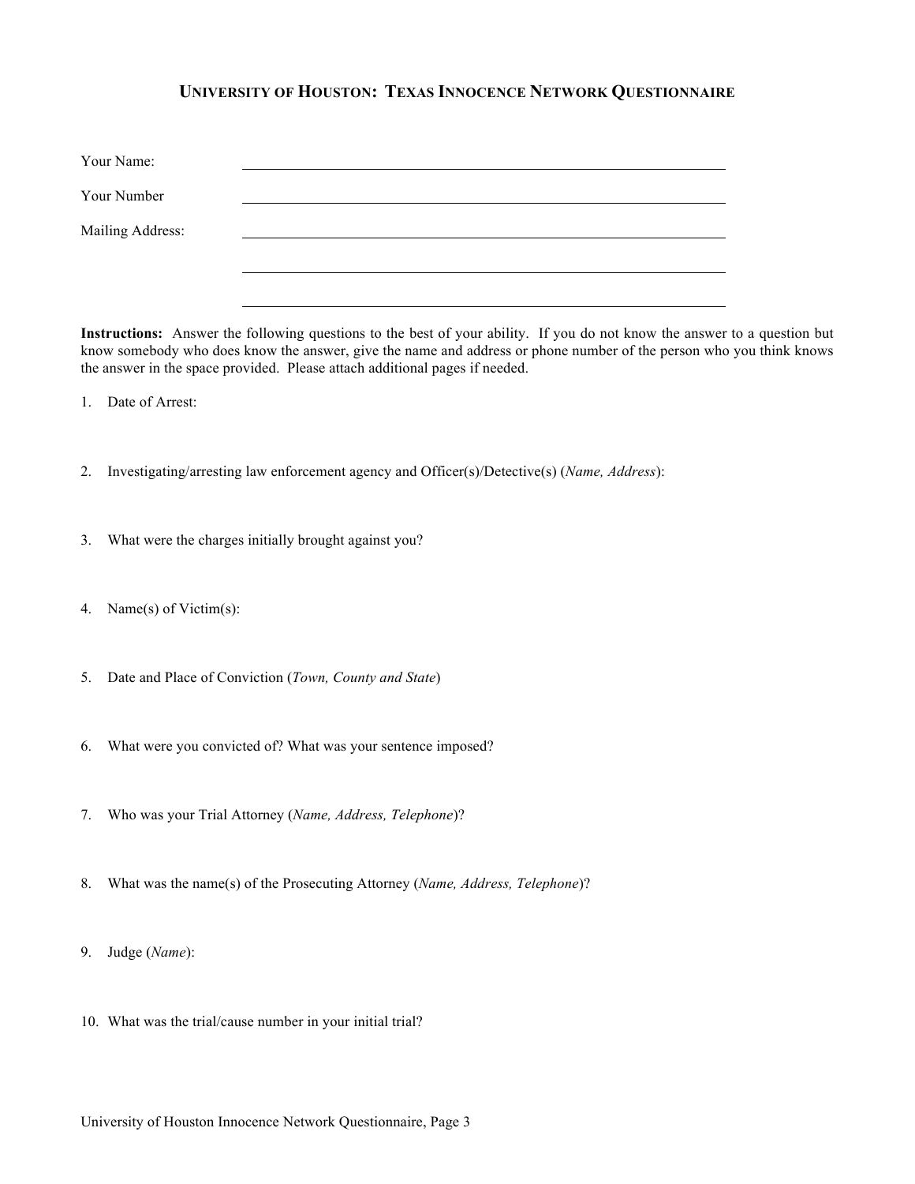# University of Houston: Texas Innocence Network Questionnaire

Your Name: ______________________________________________

Your Number ______________________________________________

Mailing Address: ______________________________________________

______________________________________________

______________________________________________

**Instructions:** Answer the following questions to the best of your ability. If you do not know the answer to a question but know somebody who does know the answer, give the name and address or phone number of the person who you think knows the answer in the space provided. Please attach additional pages if needed.

1. Date of Arrest:

2. Investigating/arresting law enforcement agency and Officer(s)/Detective(s) (*Name, Address*):

3. What were the charges initially brought against you?

4. Name(s) of Victim(s):

5. Date and Place of Conviction (*Town, County and State*)

6. What were you convicted of? What was your sentence imposed?

7. Who was your Trial Attorney (*Name, Address, Telephone*)?

8. What was the name(s) of the Prosecuting Attorney (*Name, Address, Telephone*)?

9. Judge (*Name*):

10. What was the trial/cause number in your initial trial?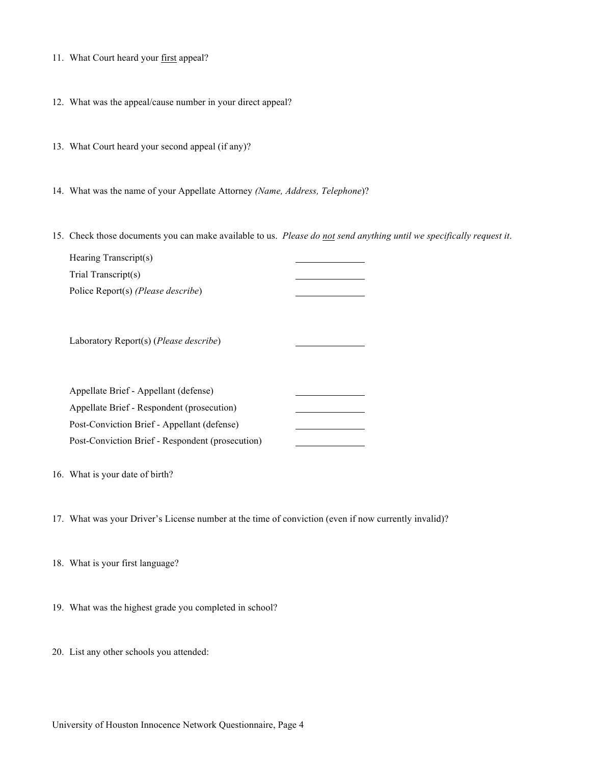11. What Court heard your <u>first</u> appeal?

12. What was the appeal/cause number in your direct appeal?

13. What Court heard your second appeal (if any)?

14. What was the name of your Appellate Attorney *(Name, Address, Telephone*)?

15. Check those documents you can make available to us. *Please do <u>not</u> send anything until we specifically request it*.

    Hearing Transcript(s) ______________
    
    Trial Transcript(s) ______________
    
    Police Report(s) *(Please describe*) ______________

    Laboratory Report(s) (*Please describe*) ______________

    Appellate Brief - Appellant (defense) ______________
    
    Appellate Brief - Respondent (prosecution) ______________
    
    Post-Conviction Brief - Appellant (defense) ______________
    
    Post-Conviction Brief - Respondent (prosecution) ______________

16. What is your date of birth?

17. What was your Driver's License number at the time of conviction (even if now currently invalid)?

18. What is your first language?

19. What was the highest grade you completed in school?

20. List any other schools you attended:

University of Houston Innocence Network Questionnaire, Page 4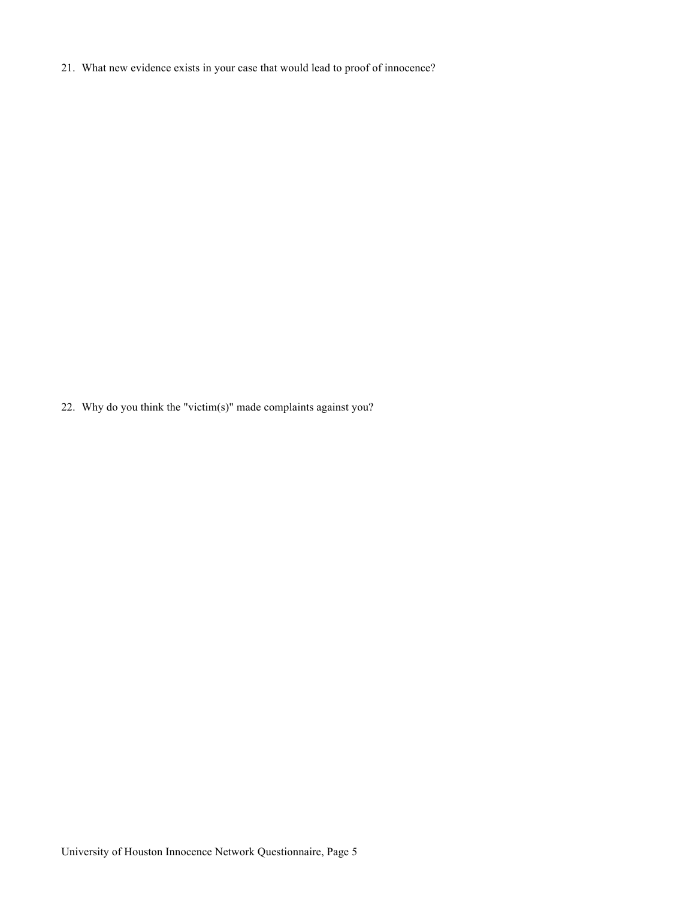21. What new evidence exists in your case that would lead to proof of innocence?

22. Why do you think the "victim(s)" made complaints against you?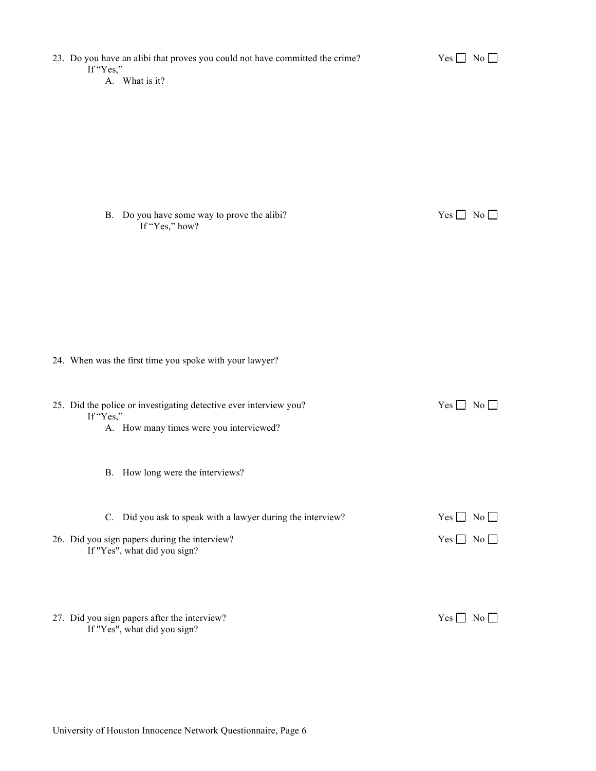23. Do you have an alibi that proves you could not have committed the crime? Yes ☐ No ☐
    If "Yes,"
    A. What is it?

    B. Do you have some way to prove the alibi? Yes ☐ No ☐
       If "Yes," how?

24. When was the first time you spoke with your lawyer?

25. Did the police or investigating detective ever interview you? Yes ☐ No ☐
    If "Yes,"
    A. How many times were you interviewed?

    B. How long were the interviews?

    C. Did you ask to speak with a lawyer during the interview? Yes ☐ No ☐

26. Did you sign papers during the interview? Yes ☐ No ☐
    If "Yes", what did you sign?

27. Did you sign papers after the interview? Yes ☐ No ☐
    If "Yes", what did you sign?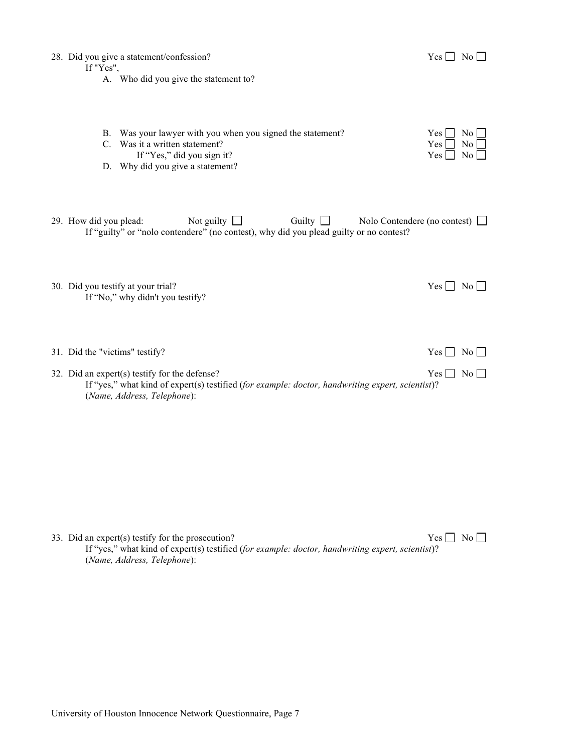28. Did you give a statement/confession? Yes ☐ No ☐
    If "Yes",
    A. Who did you give the statement to?

    B. Was your lawyer with you when you signed the statement? Yes ☐ No ☐
    C. Was it a written statement? Yes ☐ No ☐
       If "Yes," did you sign it? Yes ☐ No ☐
    D. Why did you give a statement?

29. How did you plead: Not guilty ☐ Guilty ☐ Nolo Contendere (no contest) ☐
    If "guilty" or "nolo contendere" (no contest), why did you plead guilty or no contest?

30. Did you testify at your trial? Yes ☐ No ☐
    If "No," why didn't you testify?

31. Did the "victims" testify? Yes ☐ No ☐

32. Did an expert(s) testify for the defense? Yes ☐ No ☐
    If "yes," what kind of expert(s) testified (*for example: doctor, handwriting expert, scientist*)?
    (*Name, Address, Telephone*):

33. Did an expert(s) testify for the prosecution? Yes ☐ No ☐
    If "yes," what kind of expert(s) testified (*for example: doctor, handwriting expert, scientist*)?
    (*Name, Address, Telephone*):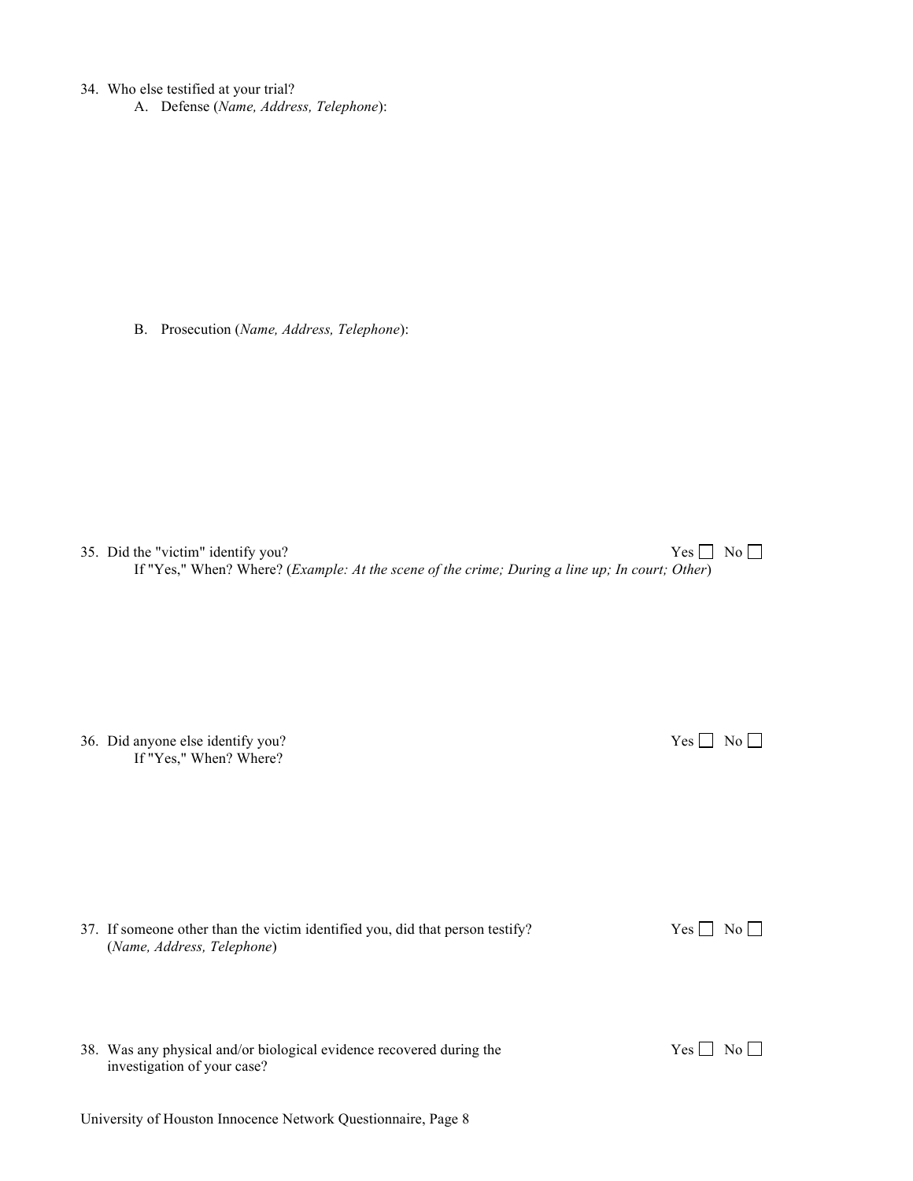34. Who else testified at your trial?
    A. Defense (*Name, Address, Telephone*):

    B. Prosecution (*Name, Address, Telephone*):

35. Did the "victim" identify you? Yes ☐ No ☐
    If "Yes," When? Where? (*Example: At the scene of the crime; During a line up; In court; Other*)

36. Did anyone else identify you? Yes ☐ No ☐
    If "Yes," When? Where?

37. If someone other than the victim identified you, did that person testify? Yes ☐ No ☐
    (*Name, Address, Telephone*)

38. Was any physical and/or biological evidence recovered during the investigation of your case? Yes ☐ No ☐

University of Houston Innocence Network Questionnaire, Page 8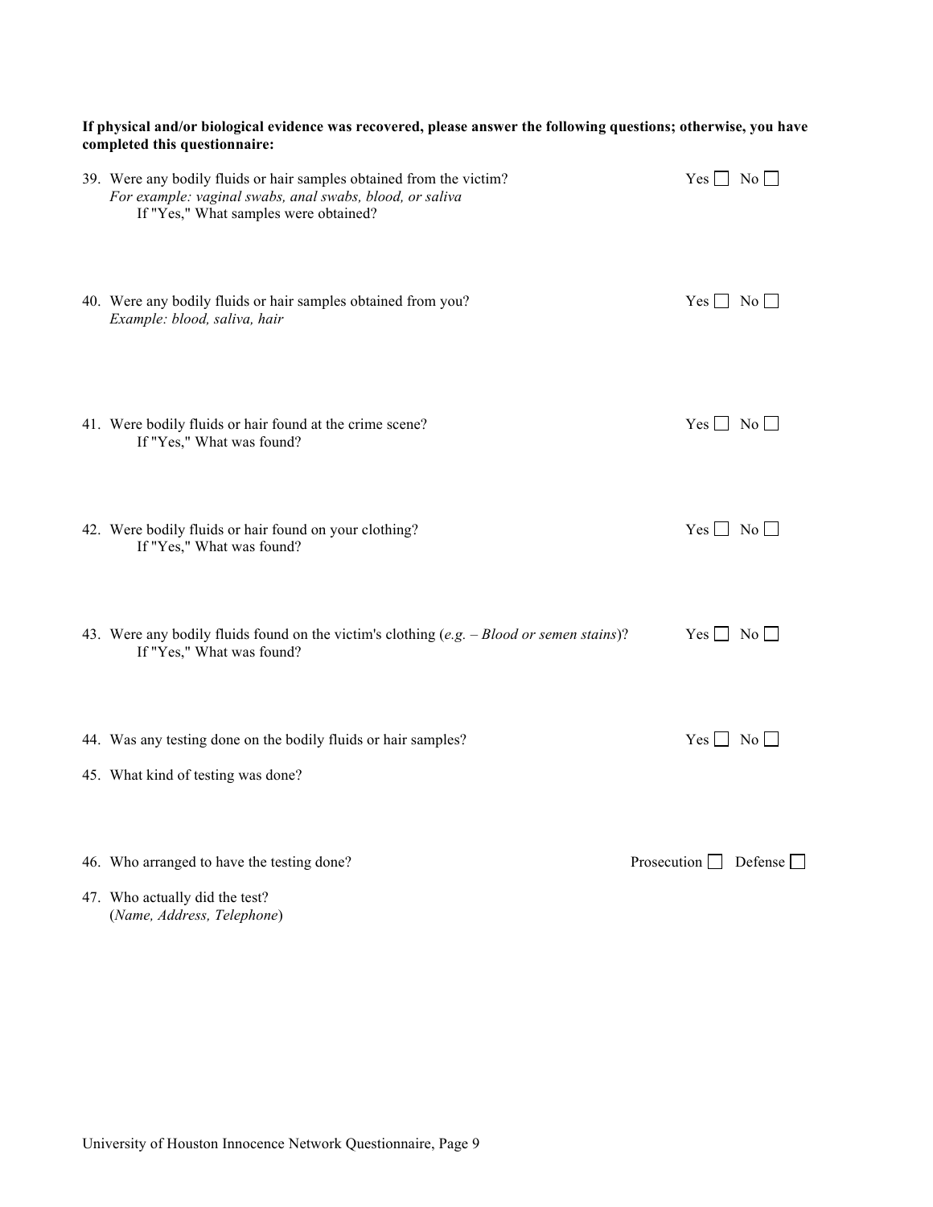**If physical and/or biological evidence was recovered, please answer the following questions; otherwise, you have completed this questionnaire:**

39. Were any bodily fluids or hair samples obtained from the victim? Yes ☐ No ☐
    *For example: vaginal swabs, anal swabs, blood, or saliva*
    If "Yes," What samples were obtained?

40. Were any bodily fluids or hair samples obtained from you? Yes ☐ No ☐
    *Example: blood, saliva, hair*

41. Were bodily fluids or hair found at the crime scene? Yes ☐ No ☐
    If "Yes," What was found?

42. Were bodily fluids or hair found on your clothing? Yes ☐ No ☐
    If "Yes," What was found?

43. Were any bodily fluids found on the victim's clothing (*e.g. – Blood or semen stains*)? Yes ☐ No ☐
    If "Yes," What was found?

44. Was any testing done on the bodily fluids or hair samples? Yes ☐ No ☐

45. What kind of testing was done?

46. Who arranged to have the testing done? Prosecution ☐ Defense ☐

47. Who actually did the test?
    (*Name, Address, Telephone*)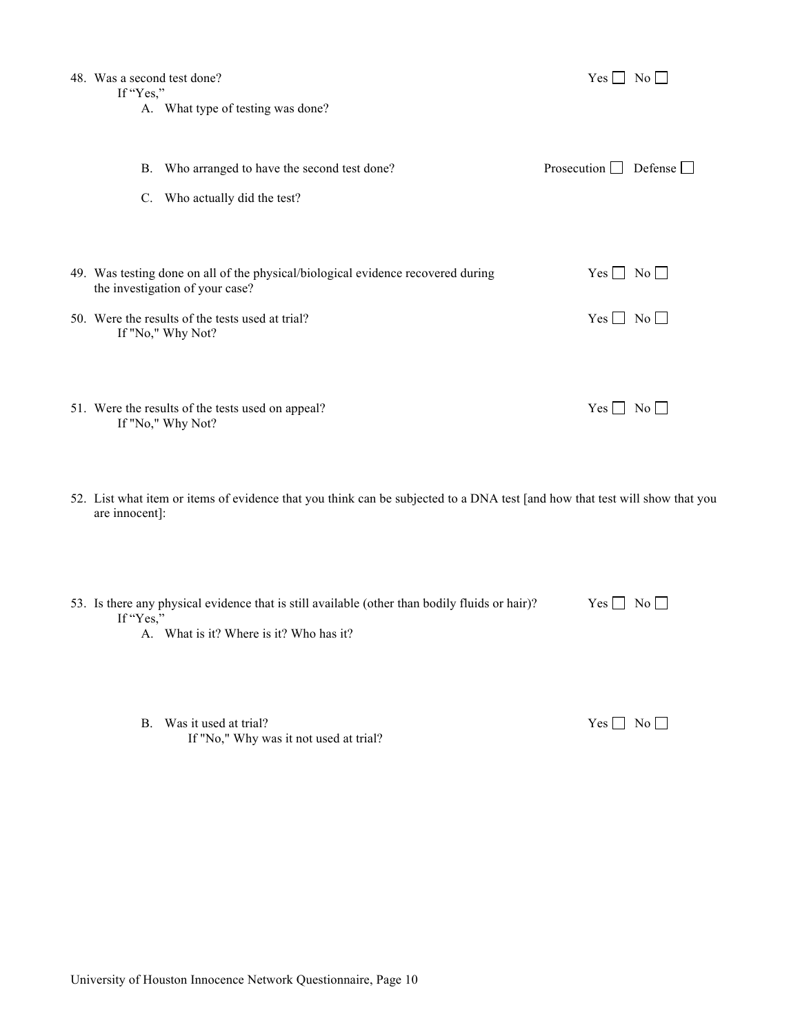48. Was a second test done? Yes ☐ No ☐
    If "Yes,"
    A. What type of testing was done?

    B. Who arranged to have the second test done? Prosecution ☐ Defense ☐

    C. Who actually did the test?

49. Was testing done on all of the physical/biological evidence recovered during the investigation of your case? Yes ☐ No ☐

50. Were the results of the tests used at trial? Yes ☐ No ☐
    If "No," Why Not?

51. Were the results of the tests used on appeal? Yes ☐ No ☐
    If "No," Why Not?

52. List what item or items of evidence that you think can be subjected to a DNA test [and how that test will show that you are innocent]:

53. Is there any physical evidence that is still available (other than bodily fluids or hair)? Yes ☐ No ☐
    If "Yes,"
    A. What is it? Where is it? Who has it?

    B. Was it used at trial? Yes ☐ No ☐
       If "No," Why was it not used at trial?